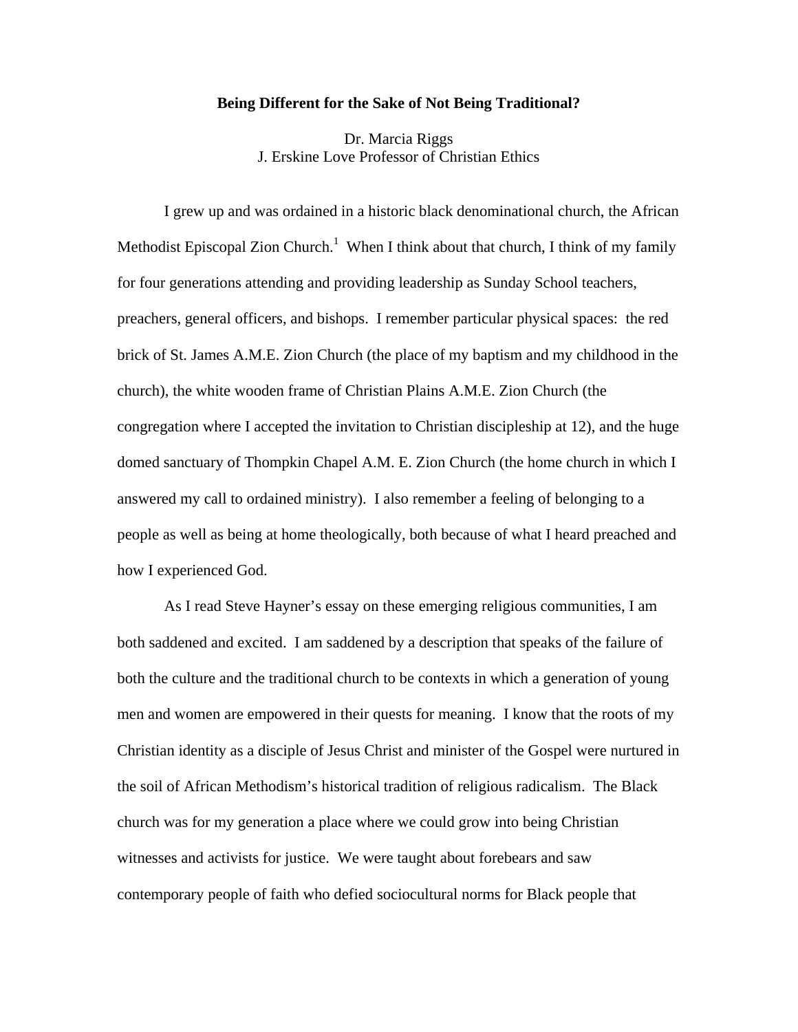# Being Different for the Sake of Not Being Traditional?

Dr. Marcia Riggs
J. Erskine Love Professor of Christian Ethics

I grew up and was ordained in a historic black denominational church, the African Methodist Episcopal Zion Church.[1] When I think about that church, I think of my family for four generations attending and providing leadership as Sunday School teachers, preachers, general officers, and bishops. I remember particular physical spaces: the red brick of St. James A.M.E. Zion Church (the place of my baptism and my childhood in the church), the white wooden frame of Christian Plains A.M.E. Zion Church (the congregation where I accepted the invitation to Christian discipleship at 12), and the huge domed sanctuary of Thompkin Chapel A.M. E. Zion Church (the home church in which I answered my call to ordained ministry). I also remember a feeling of belonging to a people as well as being at home theologically, both because of what I heard preached and how I experienced God.

As I read Steve Hayner's essay on these emerging religious communities, I am both saddened and excited. I am saddened by a description that speaks of the failure of both the culture and the traditional church to be contexts in which a generation of young men and women are empowered in their quests for meaning. I know that the roots of my Christian identity as a disciple of Jesus Christ and minister of the Gospel were nurtured in the soil of African Methodism's historical tradition of religious radicalism. The Black church was for my generation a place where we could grow into being Christian witnesses and activists for justice. We were taught about forebears and saw contemporary people of faith who defied sociocultural norms for Black people that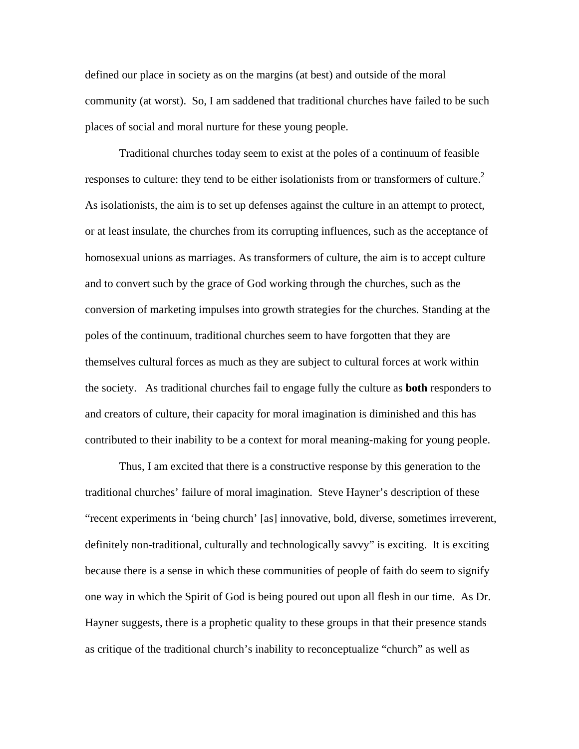defined our place in society as on the margins (at best) and outside of the moral community (at worst).  So, I am saddened that traditional churches have failed to be such places of social and moral nurture for these young people.

Traditional churches today seem to exist at the poles of a continuum of feasible responses to culture: they tend to be either isolationists from or transformers of culture.[2] As isolationists, the aim is to set up defenses against the culture in an attempt to protect, or at least insulate, the churches from its corrupting influences, such as the acceptance of homosexual unions as marriages. As transformers of culture, the aim is to accept culture and to convert such by the grace of God working through the churches, such as the conversion of marketing impulses into growth strategies for the churches. Standing at the poles of the continuum, traditional churches seem to have forgotten that they are themselves cultural forces as much as they are subject to cultural forces at work within the society.   As traditional churches fail to engage fully the culture as **both** responders to and creators of culture, their capacity for moral imagination is diminished and this has contributed to their inability to be a context for moral meaning-making for young people.

Thus, I am excited that there is a constructive response by this generation to the traditional churches' failure of moral imagination.  Steve Hayner's description of these "recent experiments in 'being church' [as] innovative, bold, diverse, sometimes irreverent, definitely non-traditional, culturally and technologically savvy" is exciting.  It is exciting because there is a sense in which these communities of people of faith do seem to signify one way in which the Spirit of God is being poured out upon all flesh in our time.  As Dr. Hayner suggests, there is a prophetic quality to these groups in that their presence stands as critique of the traditional church's inability to reconceptualize "church" as well as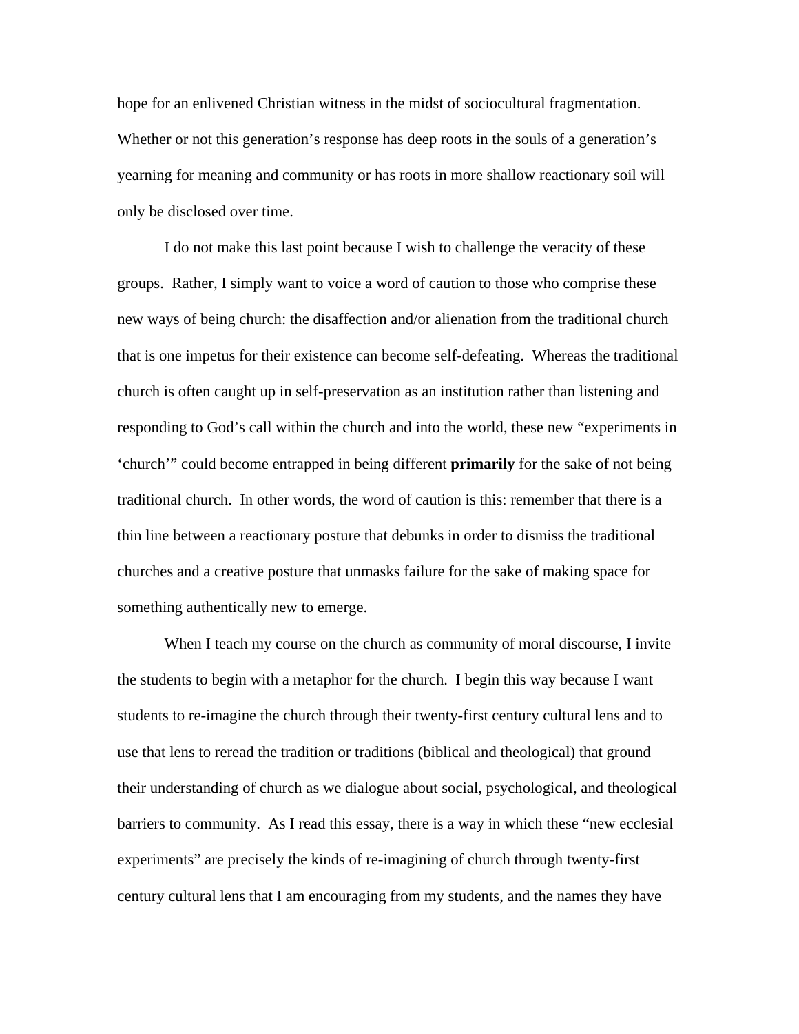hope for an enlivened Christian witness in the midst of sociocultural fragmentation. Whether or not this generation's response has deep roots in the souls of a generation's yearning for meaning and community or has roots in more shallow reactionary soil will only be disclosed over time.

I do not make this last point because I wish to challenge the veracity of these groups. Rather, I simply want to voice a word of caution to those who comprise these new ways of being church: the disaffection and/or alienation from the traditional church that is one impetus for their existence can become self-defeating. Whereas the traditional church is often caught up in self-preservation as an institution rather than listening and responding to God's call within the church and into the world, these new "experiments in 'church'" could become entrapped in being different **primarily** for the sake of not being traditional church. In other words, the word of caution is this: remember that there is a thin line between a reactionary posture that debunks in order to dismiss the traditional churches and a creative posture that unmasks failure for the sake of making space for something authentically new to emerge.

When I teach my course on the church as community of moral discourse, I invite the students to begin with a metaphor for the church. I begin this way because I want students to re-imagine the church through their twenty-first century cultural lens and to use that lens to reread the tradition or traditions (biblical and theological) that ground their understanding of church as we dialogue about social, psychological, and theological barriers to community. As I read this essay, there is a way in which these "new ecclesial experiments" are precisely the kinds of re-imagining of church through twenty-first century cultural lens that I am encouraging from my students, and the names they have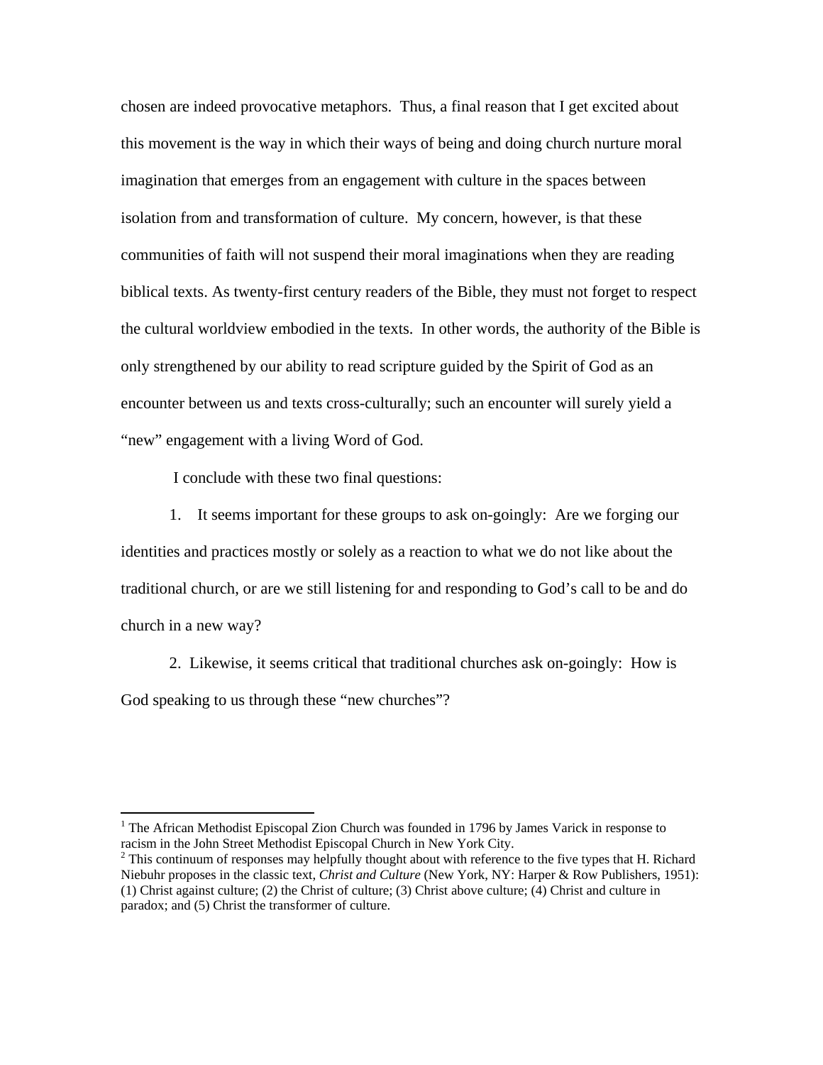chosen are indeed provocative metaphors. Thus, a final reason that I get excited about this movement is the way in which their ways of being and doing church nurture moral imagination that emerges from an engagement with culture in the spaces between isolation from and transformation of culture. My concern, however, is that these communities of faith will not suspend their moral imaginations when they are reading biblical texts. As twenty-first century readers of the Bible, they must not forget to respect the cultural worldview embodied in the texts. In other words, the authority of the Bible is only strengthened by our ability to read scripture guided by the Spirit of God as an encounter between us and texts cross-culturally; such an encounter will surely yield a "new" engagement with a living Word of God.

I conclude with these two final questions:

1. It seems important for these groups to ask on-goingly: Are we forging our identities and practices mostly or solely as a reaction to what we do not like about the traditional church, or are we still listening for and responding to God's call to be and do church in a new way?

2. Likewise, it seems critical that traditional churches ask on-goingly: How is God speaking to us through these "new churches"?

---

[1] The African Methodist Episcopal Zion Church was founded in 1796 by James Varick in response to racism in the John Street Methodist Episcopal Church in New York City.

[2] This continuum of responses may helpfully thought about with reference to the five types that H. Richard Niebuhr proposes in the classic text, *Christ and Culture* (New York, NY: Harper & Row Publishers, 1951): (1) Christ against culture; (2) the Christ of culture; (3) Christ above culture; (4) Christ and culture in paradox; and (5) Christ the transformer of culture.